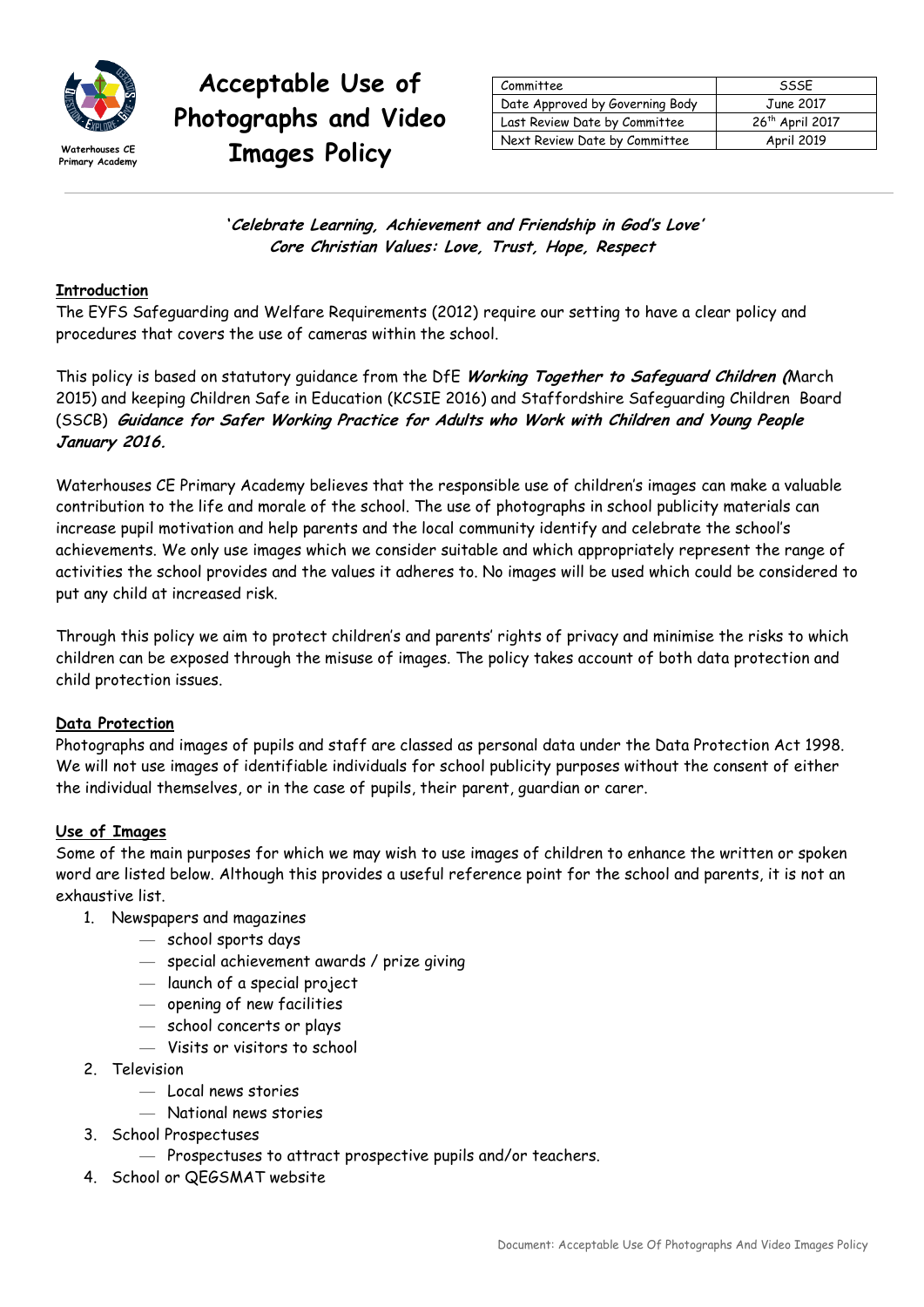Waterhouses CE Primary Academy

# Acceptable Use of Photographs and Video Images Policy

| Committee | SSSE |
| --- | --- |
| Date Approved by Governing Body | June 2017 |
| Last Review Date by Committee | 26th April 2017 |
| Next Review Date by Committee | April 2019 |

***'Celebrate Learning, Achievement and Friendship in God's Love'***
***Core Christian Values: Love, Trust, Hope, Respect***

## Introduction

The EYFS Safeguarding and Welfare Requirements (2012) require our setting to have a clear policy and procedures that covers the use of cameras within the school.

This policy is based on statutory guidance from the DfE ***Working Together to Safeguard Children (***March 2015) and keeping Children Safe in Education (KCSIE 2016) and Staffordshire Safeguarding Children Board (SSCB) ***Guidance for Safer Working Practice for Adults who Work with Children and Young People January 2016.***

Waterhouses CE Primary Academy believes that the responsible use of children's images can make a valuable contribution to the life and morale of the school. The use of photographs in school publicity materials can increase pupil motivation and help parents and the local community identify and celebrate the school's achievements. We only use images which we consider suitable and which appropriately represent the range of activities the school provides and the values it adheres to. No images will be used which could be considered to put any child at increased risk.

Through this policy we aim to protect children's and parents' rights of privacy and minimise the risks to which children can be exposed through the misuse of images. The policy takes account of both data protection and child protection issues.

## Data Protection

Photographs and images of pupils and staff are classed as personal data under the Data Protection Act 1998. We will not use images of identifiable individuals for school publicity purposes without the consent of either the individual themselves, or in the case of pupils, their parent, guardian or carer.

## Use of Images

Some of the main purposes for which we may wish to use images of children to enhance the written or spoken word are listed below. Although this provides a useful reference point for the school and parents, it is not an exhaustive list.

1. Newspapers and magazines
   - school sports days
   - special achievement awards / prize giving
   - launch of a special project
   - opening of new facilities
   - school concerts or plays
   - Visits or visitors to school
2. Television
   - Local news stories
   - National news stories
3. School Prospectuses
   - Prospectuses to attract prospective pupils and/or teachers.
4. School or QEGSMAT website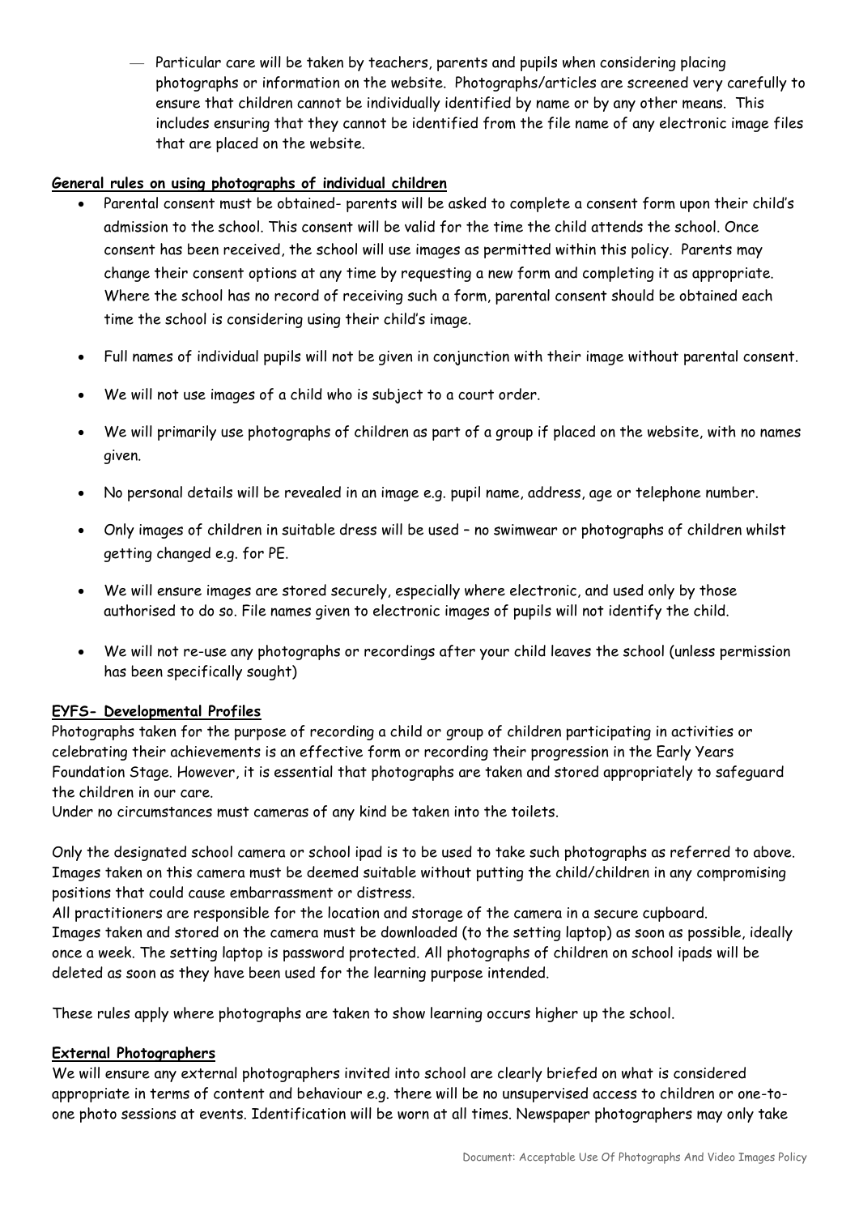— Particular care will be taken by teachers, parents and pupils when considering placing photographs or information on the website. Photographs/articles are screened very carefully to ensure that children cannot be individually identified by name or by any other means. This includes ensuring that they cannot be identified from the file name of any electronic image files that are placed on the website.

**General rules on using photographs of individual children**

- Parental consent must be obtained- parents will be asked to complete a consent form upon their child's admission to the school. This consent will be valid for the time the child attends the school. Once consent has been received, the school will use images as permitted within this policy. Parents may change their consent options at any time by requesting a new form and completing it as appropriate. Where the school has no record of receiving such a form, parental consent should be obtained each time the school is considering using their child's image.
- Full names of individual pupils will not be given in conjunction with their image without parental consent.
- We will not use images of a child who is subject to a court order.
- We will primarily use photographs of children as part of a group if placed on the website, with no names given.
- No personal details will be revealed in an image e.g. pupil name, address, age or telephone number.
- Only images of children in suitable dress will be used – no swimwear or photographs of children whilst getting changed e.g. for PE.
- We will ensure images are stored securely, especially where electronic, and used only by those authorised to do so. File names given to electronic images of pupils will not identify the child.
- We will not re-use any photographs or recordings after your child leaves the school (unless permission has been specifically sought)

**EYFS- Developmental Profiles**

Photographs taken for the purpose of recording a child or group of children participating in activities or celebrating their achievements is an effective form or recording their progression in the Early Years Foundation Stage. However, it is essential that photographs are taken and stored appropriately to safeguard the children in our care.
Under no circumstances must cameras of any kind be taken into the toilets.

Only the designated school camera or school ipad is to be used to take such photographs as referred to above. Images taken on this camera must be deemed suitable without putting the child/children in any compromising positions that could cause embarrassment or distress.
All practitioners are responsible for the location and storage of the camera in a secure cupboard.
Images taken and stored on the camera must be downloaded (to the setting laptop) as soon as possible, ideally once a week. The setting laptop is password protected. All photographs of children on school ipads will be deleted as soon as they have been used for the learning purpose intended.

These rules apply where photographs are taken to show learning occurs higher up the school.

**External Photographers**

We will ensure any external photographers invited into school are clearly briefed on what is considered appropriate in terms of content and behaviour e.g. there will be no unsupervised access to children or one-to-one photo sessions at events. Identification will be worn at all times. Newspaper photographers may only take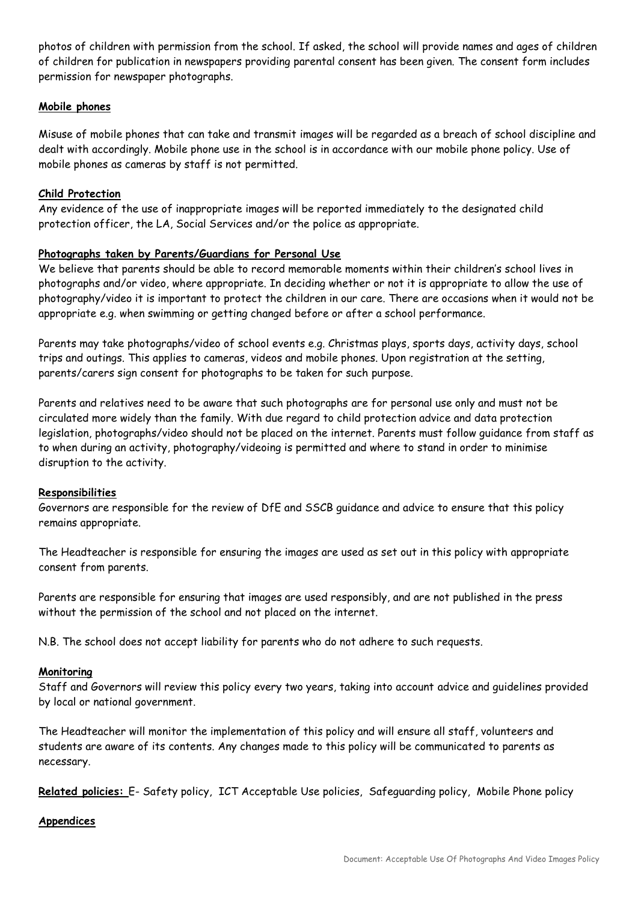photos of children with permission from the school. If asked, the school will provide names and ages of children of children for publication in newspapers providing parental consent has been given. The consent form includes permission for newspaper photographs.

**Mobile phones**

Misuse of mobile phones that can take and transmit images will be regarded as a breach of school discipline and dealt with accordingly. Mobile phone use in the school is in accordance with our mobile phone policy. Use of mobile phones as cameras by staff is not permitted.

**Child Protection**

Any evidence of the use of inappropriate images will be reported immediately to the designated child protection officer, the LA, Social Services and/or the police as appropriate.

**Photographs taken by Parents/Guardians for Personal Use**

We believe that parents should be able to record memorable moments within their children's school lives in photographs and/or video, where appropriate. In deciding whether or not it is appropriate to allow the use of photography/video it is important to protect the children in our care. There are occasions when it would not be appropriate e.g. when swimming or getting changed before or after a school performance.

Parents may take photographs/video of school events e.g. Christmas plays, sports days, activity days, school trips and outings. This applies to cameras, videos and mobile phones. Upon registration at the setting, parents/carers sign consent for photographs to be taken for such purpose.

Parents and relatives need to be aware that such photographs are for personal use only and must not be circulated more widely than the family. With due regard to child protection advice and data protection legislation, photographs/video should not be placed on the internet. Parents must follow guidance from staff as to when during an activity, photography/videoing is permitted and where to stand in order to minimise disruption to the activity.

**Responsibilities**

Governors are responsible for the review of DfE and SSCB guidance and advice to ensure that this policy remains appropriate.

The Headteacher is responsible for ensuring the images are used as set out in this policy with appropriate consent from parents.

Parents are responsible for ensuring that images are used responsibly, and are not published in the press without the permission of the school and not placed on the internet.

N.B. The school does not accept liability for parents who do not adhere to such requests.

**Monitoring**

Staff and Governors will review this policy every two years, taking into account advice and guidelines provided by local or national government.

The Headteacher will monitor the implementation of this policy and will ensure all staff, volunteers and students are aware of its contents. Any changes made to this policy will be communicated to parents as necessary.

**Related policies:** E- Safety policy, ICT Acceptable Use policies, Safeguarding policy, Mobile Phone policy

**Appendices**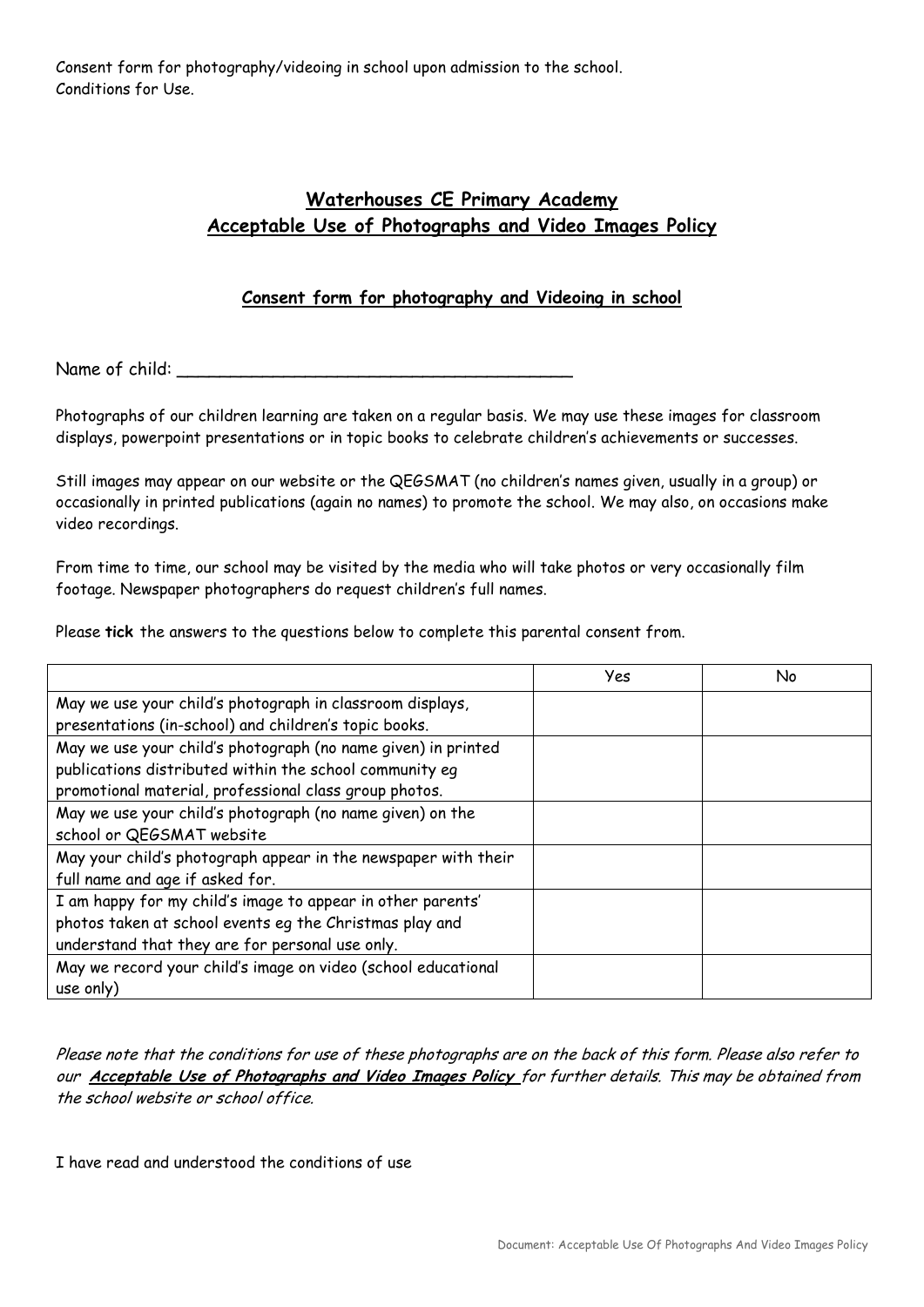Consent form for photography/videoing in school upon admission to the school.
Conditions for Use.

## **Waterhouses CE Primary Academy**
## **Acceptable Use of Photographs and Video Images Policy**

### **Consent form for photography and Videoing in school**

Name of child: ____________________________________

Photographs of our children learning are taken on a regular basis. We may use these images for classroom displays, powerpoint presentations or in topic books to celebrate children's achievements or successes.

Still images may appear on our website or the QEGSMAT (no children's names given, usually in a group) or occasionally in printed publications (again no names) to promote the school. We may also, on occasions make video recordings.

From time to time, our school may be visited by the media who will take photos or very occasionally film footage. Newspaper photographers do request children's full names.

Please **tick** the answers to the questions below to complete this parental consent from.

| | Yes | No |
|---|---|---|
| May we use your child's photograph in classroom displays, presentations (in-school) and children's topic books. | | |
| May we use your child's photograph (no name given) in printed publications distributed within the school community eg promotional material, professional class group photos. | | |
| May we use your child's photograph (no name given) on the school or QEGSMAT website | | |
| May your child's photograph appear in the newspaper with their full name and age if asked for. | | |
| I am happy for my child's image to appear in other parents' photos taken at school events eg the Christmas play and understand that they are for personal use only. | | |
| May we record your child's image on video (school educational use only) | | |

*Please note that the conditions for use of these photographs are on the back of this form. Please also refer to our **Acceptable Use of Photographs and Video Images Policy** for further details. This may be obtained from the school website or school office.*

I have read and understood the conditions of use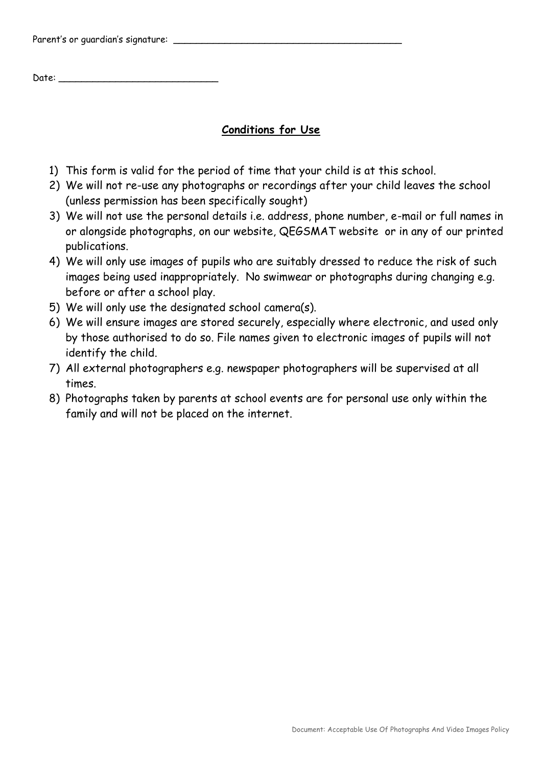Parent's or guardian's signature: ________________________________________

Date: ____________________________

## Conditions for Use

1) This form is valid for the period of time that your child is at this school.
2) We will not re-use any photographs or recordings after your child leaves the school (unless permission has been specifically sought)
3) We will not use the personal details i.e. address, phone number, e-mail or full names in or alongside photographs, on our website, QEGSMAT website or in any of our printed publications.
4) We will only use images of pupils who are suitably dressed to reduce the risk of such images being used inappropriately. No swimwear or photographs during changing e.g. before or after a school play.
5) We will only use the designated school camera(s).
6) We will ensure images are stored securely, especially where electronic, and used only by those authorised to do so. File names given to electronic images of pupils will not identify the child.
7) All external photographers e.g. newspaper photographers will be supervised at all times.
8) Photographs taken by parents at school events are for personal use only within the family and will not be placed on the internet.